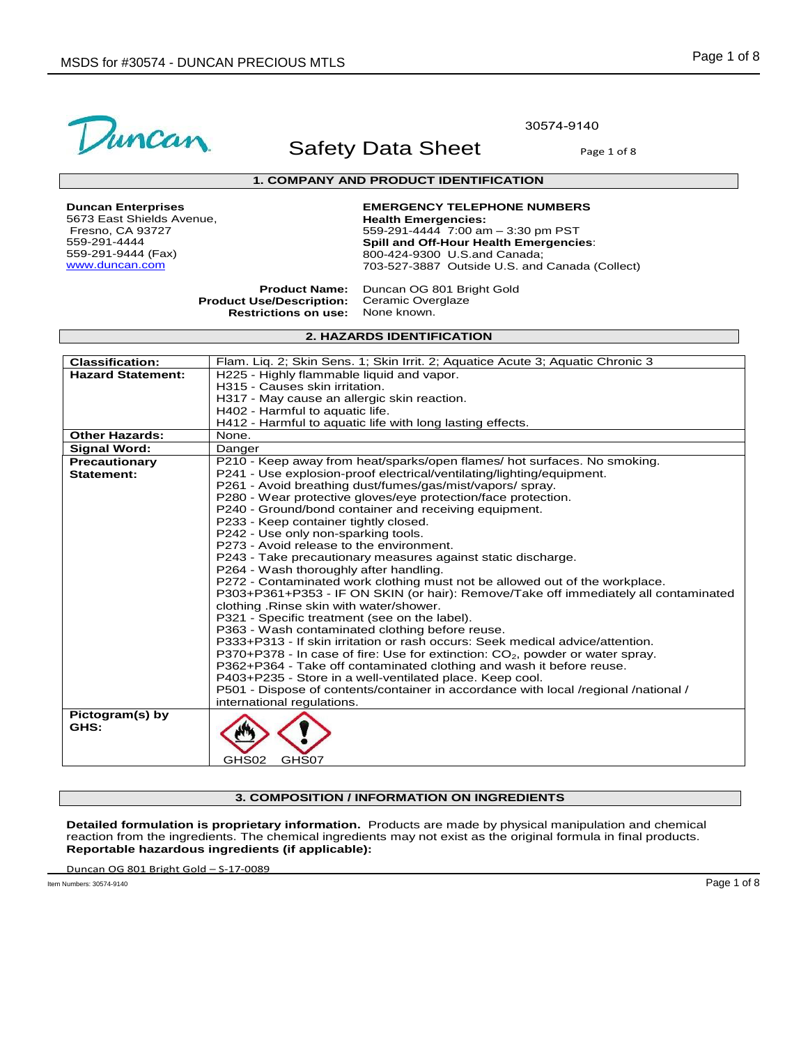Duncan

30574-9140

# Safety Data Sheet

## 1. COMPANY AND PRODUCT IDENTIFICATION

**Duncan Enterprises**
5673 East Shields Avenue,
Fresno, CA 93727
559-291-4444
559-291-9444 (Fax)
www.duncan.com

**EMERGENCY TELEPHONE NUMBERS**
**Health Emergencies:**
559-291-4444 7:00 am – 3:30 pm PST
**Spill and Off-Hour Health Emergencies**:
800-424-9300 U.S.and Canada;
703-527-3887 Outside U.S. and Canada (Collect)

**Product Name:** Duncan OG 801 Bright Gold
**Product Use/Description:** Ceramic Overglaze
**Restrictions on use:** None known.

## 2. HAZARDS IDENTIFICATION

| | |
|---|---|
| **Classification:** | Flam. Liq. 2; Skin Sens. 1; Skin Irrit. 2; Aquatice Acute 3; Aquatic Chronic 3 |
| **Hazard Statement:** | H225 - Highly flammable liquid and vapor.<br>H315 - Causes skin irritation.<br>H317 - May cause an allergic skin reaction.<br>H402 - Harmful to aquatic life.<br>H412 - Harmful to aquatic life with long lasting effects. |
| **Other Hazards:** | None. |
| **Signal Word:** | Danger |
| **Precautionary Statement:** | P210 - Keep away from heat/sparks/open flames/ hot surfaces. No smoking.<br>P241 - Use explosion-proof electrical/ventilating/lighting/equipment.<br>P261 - Avoid breathing dust/fumes/gas/mist/vapors/ spray.<br>P280 - Wear protective gloves/eye protection/face protection.<br>P240 - Ground/bond container and receiving equipment.<br>P233 - Keep container tightly closed.<br>P242 - Use only non-sparking tools.<br>P273 - Avoid release to the environment.<br>P243 - Take precautionary measures against static discharge.<br>P264 - Wash thoroughly after handling.<br>P272 - Contaminated work clothing must not be allowed out of the workplace.<br>P303+P361+P353 - IF ON SKIN (or hair): Remove/Take off immediately all contaminated clothing .Rinse skin with water/shower.<br>P321 - Specific treatment (see on the label).<br>P363 - Wash contaminated clothing before reuse.<br>P333+P313 - If skin irritation or rash occurs: Seek medical advice/attention.<br>P370+P378 - In case of fire: Use for extinction: $CO_2$, powder or water spray.<br>P362+P364 - Take off contaminated clothing and wash it before reuse.<br>P403+P235 - Store in a well-ventilated place. Keep cool.<br>P501 - Dispose of contents/container in accordance with local /regional /national / international regulations. |
| **Pictogram(s) by GHS:** | GHS02 GHS07 |

## 3. COMPOSITION / INFORMATION ON INGREDIENTS

**Detailed formulation is proprietary information.** Products are made by physical manipulation and chemical reaction from the ingredients. The chemical ingredients may not exist as the original formula in final products.
**Reportable hazardous ingredients (if applicable):**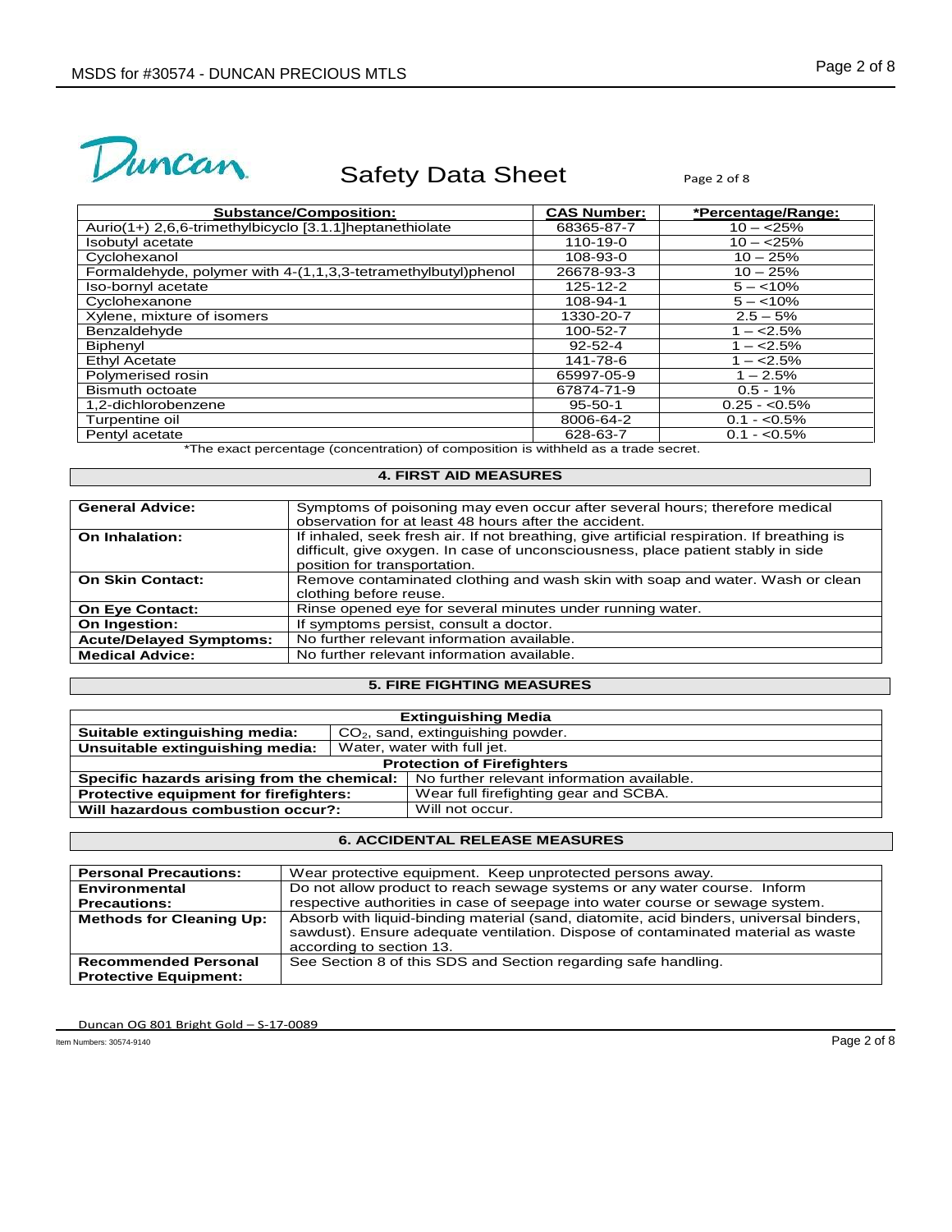# Safety Data Sheet

| Substance/Composition: | CAS Number: | *Percentage/Range: |
|---|---|---|
| Aurio(1+) 2,6,6-trimethylbicyclo [3.1.1]heptanethiolate | 68365-87-7 | 10 – <25% |
| Isobutyl acetate | 110-19-0 | 10 – <25% |
| Cyclohexanol | 108-93-0 | 10 – 25% |
| Formaldehyde, polymer with 4-(1,1,3,3-tetramethylbutyl)phenol | 26678-93-3 | 10 – 25% |
| Iso-bornyl acetate | 125-12-2 | 5 – <10% |
| Cyclohexanone | 108-94-1 | 5 – <10% |
| Xylene, mixture of isomers | 1330-20-7 | 2.5 – 5% |
| Benzaldehyde | 100-52-7 | 1 – <2.5% |
| Biphenyl | 92-52-4 | 1 – <2.5% |
| Ethyl Acetate | 141-78-6 | 1 – <2.5% |
| Polymerised rosin | 65997-05-9 | 1 – 2.5% |
| Bismuth octoate | 67874-71-9 | 0.5 - 1% |
| 1,2-dichlorobenzene | 95-50-1 | 0.25 - <0.5% |
| Turpentine oil | 8006-64-2 | 0.1 - <0.5% |
| Pentyl acetate | 628-63-7 | 0.1 - <0.5% |

*The exact percentage (concentration) of composition is withheld as a trade secret.

## 4. FIRST AID MEASURES

| | |
|---|---|
| **General Advice:** | Symptoms of poisoning may even occur after several hours; therefore medical observation for at least 48 hours after the accident. |
| **On Inhalation:** | If inhaled, seek fresh air. If not breathing, give artificial respiration. If breathing is difficult, give oxygen. In case of unconsciousness, place patient stably in side position for transportation. |
| **On Skin Contact:** | Remove contaminated clothing and wash skin with soap and water. Wash or clean clothing before reuse. |
| **On Eye Contact:** | Rinse opened eye for several minutes under running water. |
| **On Ingestion:** | If symptoms persist, consult a doctor. |
| **Acute/Delayed Symptoms:** | No further relevant information available. |
| **Medical Advice:** | No further relevant information available. |

## 5. FIRE FIGHTING MEASURES

| Extinguishing Media | |
|---|---|
| **Suitable extinguishing media:** | $CO_2$, sand, extinguishing powder. |
| **Unsuitable extinguishing media:** | Water, water with full jet. |
| **Protection of Firefighters** | |
| **Specific hazards arising from the chemical:** | No further relevant information available. |
| **Protective equipment for firefighters:** | Wear full firefighting gear and SCBA. |
| **Will hazardous combustion occur?:** | Will not occur. |

## 6. ACCIDENTAL RELEASE MEASURES

| | |
|---|---|
| **Personal Precautions:** | Wear protective equipment. Keep unprotected persons away. |
| **Environmental Precautions:** | Do not allow product to reach sewage systems or any water course. Inform respective authorities in case of seepage into water course or sewage system. |
| **Methods for Cleaning Up:** | Absorb with liquid-binding material (sand, diatomite, acid binders, universal binders, sawdust). Ensure adequate ventilation. Dispose of contaminated material as waste according to section 13. |
| **Recommended Personal Protective Equipment:** | See Section 8 of this SDS and Section regarding safe handling. |

Duncan OG 801 Bright Gold – S-17-0089

Item Numbers: 30574-9140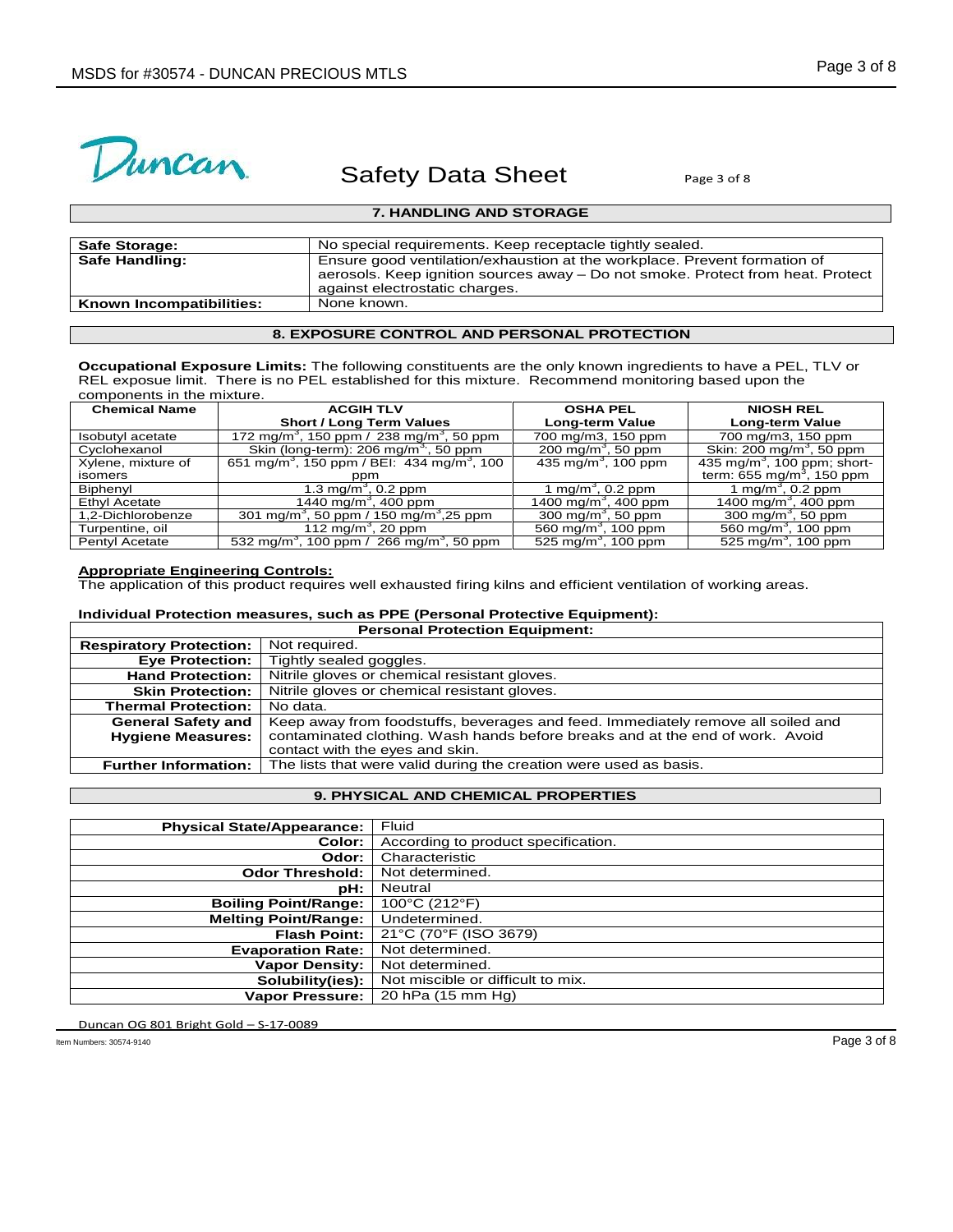## 7. HANDLING AND STORAGE

| | |
|---|---|
| **Safe Storage:** | No special requirements. Keep receptacle tightly sealed. |
| **Safe Handling:** | Ensure good ventilation/exhaustion at the workplace. Prevent formation of aerosols. Keep ignition sources away – Do not smoke. Protect from heat. Protect against electrostatic charges. |
| **Known Incompatibilities:** | None known. |

## 8. EXPOSURE CONTROL AND PERSONAL PROTECTION

**Occupational Exposure Limits:** The following constituents are the only known ingredients to have a PEL, TLV or REL exposue limit. There is no PEL established for this mixture. Recommend monitoring based upon the components in the mixture.

| Chemical Name | ACGIH TLV Short / Long Term Values | OSHA PEL Long-term Value | NIOSH REL Long-term Value |
|---|---|---|---|
| Isobutyl acetate | 172 mg/m$^3$, 150 ppm / 238 mg/m$^3$, 50 ppm | 700 mg/m3, 150 ppm | 700 mg/m3, 150 ppm |
| Cyclohexanol | Skin (long-term): 206 mg/m$^3$, 50 ppm | 200 mg/m$^3$, 50 ppm | Skin: 200 mg/m$^3$, 50 ppm |
| Xylene, mixture of isomers | 651 mg/m$^3$, 150 ppm / BEI: 434 mg/m$^3$, 100 ppm | 435 mg/m$^3$, 100 ppm | 435 mg/m$^3$, 100 ppm; short-term: 655 mg/m$^3$, 150 ppm |
| Biphenyl | 1.3 mg/m$^3$, 0.2 ppm | 1 mg/m$^3$, 0.2 ppm | 1 mg/m$^3$, 0.2 ppm |
| Ethyl Acetate | 1440 mg/m$^3$, 400 ppm | 1400 mg/m$^3$, 400 ppm | 1400 mg/m$^3$, 400 ppm |
| 1,2-Dichlorobenze | 301 mg/m$^3$, 50 ppm / 150 mg/m$^3$,25 ppm | 300 mg/m$^3$, 50 ppm | 300 mg/m$^3$, 50 ppm |
| Turpentine, oil | 112 mg/m$^3$, 20 ppm | 560 mg/m$^3$, 100 ppm | 560 mg/m$^3$, 100 ppm |
| Pentyl Acetate | 532 mg/m$^3$, 100 ppm / 266 mg/m$^3$, 50 ppm | 525 mg/m$^3$, 100 ppm | 525 mg/m$^3$, 100 ppm |

**Appropriate Engineering Controls:**
The application of this product requires well exhausted firing kilns and efficient ventilation of working areas.

**Individual Protection measures, such as PPE (Personal Protective Equipment):**

| Personal Protection Equipment: | |
|---|---|
| **Respiratory Protection:** | Not required. |
| **Eye Protection:** | Tightly sealed goggles. |
| **Hand Protection:** | Nitrile gloves or chemical resistant gloves. |
| **Skin Protection:** | Nitrile gloves or chemical resistant gloves. |
| **Thermal Protection:** | No data. |
| **General Safety and Hygiene Measures:** | Keep away from foodstuffs, beverages and feed. Immediately remove all soiled and contaminated clothing. Wash hands before breaks and at the end of work. Avoid contact with the eyes and skin. |
| **Further Information:** | The lists that were valid during the creation were used as basis. |

## 9. PHYSICAL AND CHEMICAL PROPERTIES

| | |
|---|---|
| **Physical State/Appearance:** | Fluid |
| **Color:** | According to product specification. |
| **Odor:** | Characteristic |
| **Odor Threshold:** | Not determined. |
| **pH:** | Neutral |
| **Boiling Point/Range:** | 100°C (212°F) |
| **Melting Point/Range:** | Undetermined. |
| **Flash Point:** | 21°C (70°F (ISO 3679) |
| **Evaporation Rate:** | Not determined. |
| **Vapor Density:** | Not determined. |
| **Solubility(ies):** | Not miscible or difficult to mix. |
| **Vapor Pressure:** | 20 hPa (15 mm Hg) |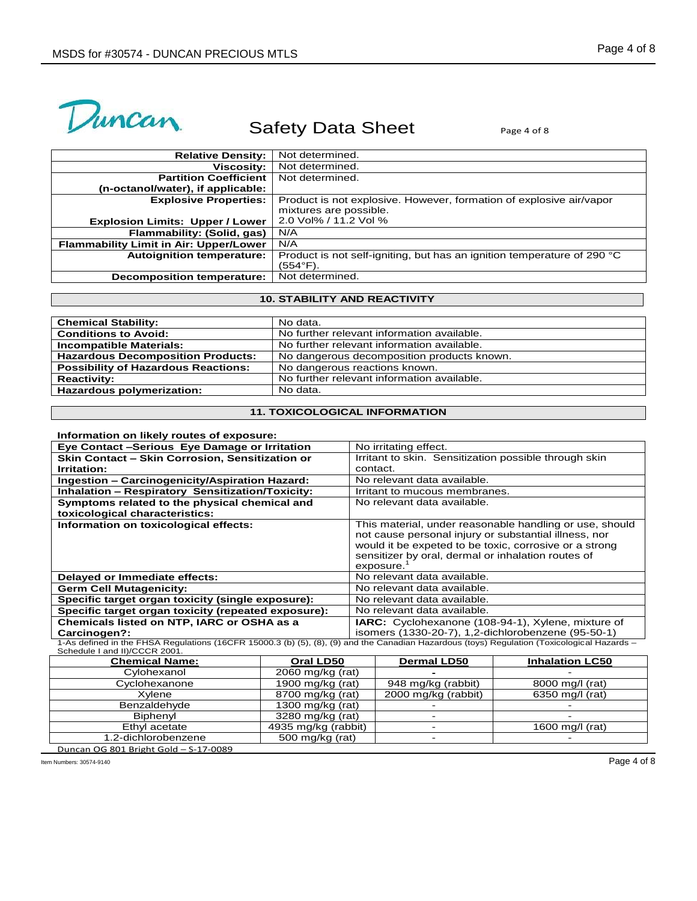| | |
|---|---|
| **Relative Density:** | Not determined. |
| **Viscosity:** | Not determined. |
| **Partition Coefficient (n-octanol/water), if applicable:** | Not determined. |
| **Explosive Properties:** | Product is not explosive. However, formation of explosive air/vapor mixtures are possible. |
| **Explosion Limits: Upper / Lower** | 2.0 Vol% / 11.2 Vol % |
| **Flammability: (Solid, gas)** | N/A |
| **Flammability Limit in Air: Upper/Lower** | N/A |
| **Autoignition temperature:** | Product is not self-igniting, but has an ignition temperature of 290 °C (554°F). |
| **Decomposition temperature:** | Not determined. |

## 10. STABILITY AND REACTIVITY

| | |
|---|---|
| **Chemical Stability:** | No data. |
| **Conditions to Avoid:** | No further relevant information available. |
| **Incompatible Materials:** | No further relevant information available. |
| **Hazardous Decomposition Products:** | No dangerous decomposition products known. |
| **Possibility of Hazardous Reactions:** | No dangerous reactions known. |
| **Reactivity:** | No further relevant information available. |
| **Hazardous polymerization:** | No data. |

## 11. TOXICOLOGICAL INFORMATION

**Information on likely routes of exposure:**

| | |
|---|---|
| **Eye Contact –Serious Eye Damage or Irritation** | No irritating effect. |
| **Skin Contact – Skin Corrosion, Sensitization or Irritation:** | Irritant to skin. Sensitization possible through skin contact. |
| **Ingestion – Carcinogenicity/Aspiration Hazard:** | No relevant data available. |
| **Inhalation – Respiratory Sensitization/Toxicity:** | Irritant to mucous membranes. |
| **Symptoms related to the physical chemical and toxicological characteristics:** | No relevant data available. |
| **Information on toxicological effects:** | This material, under reasonable handling or use, should not cause personal injury or substantial illness, nor would it be expeted to be toxic, corrosive or a strong sensitizer by oral, dermal or inhalation routes of exposure.[1] |
| **Delayed or Immediate effects:** | No relevant data available. |
| **Germ Cell Mutagenicity:** | No relevant data available. |
| **Specific target organ toxicity (single exposure):** | No relevant data available. |
| **Specific target organ toxicity (repeated exposure):** | No relevant data available. |
| **Chemicals listed on NTP, IARC or OSHA as a Carcinogen?:** | **IARC:** Cyclohexanone (108-94-1), Xylene, mixture of isomers (1330-20-7), 1,2-dichlorobenzene (95-50-1) |

1-As defined in the FHSA Regulations (16CFR 15000.3 (b) (5), (8), (9) and the Canadian Hazardous (toys) Regulation (Toxicological Hazards – Schedule I and II)/CCCR 2001.

| Chemical Name: | Oral LD50 | Dermal LD50 | Inhalation LC50 |
|---|---|---|---|
| Cylohexanol | 2060 mg/kg (rat) | - | - |
| Cyclohexanone | 1900 mg/kg (rat) | 948 mg/kg (rabbit) | 8000 mg/l (rat) |
| Xylene | 8700 mg/kg (rat) | 2000 mg/kg (rabbit) | 6350 mg/l (rat) |
| Benzaldehyde | 1300 mg/kg (rat) | - | - |
| Biphenyl | 3280 mg/kg (rat) | - | - |
| Ethyl acetate | 4935 mg/kg (rabbit) | - | 1600 mg/l (rat) |
| 1.2-dichlorobenzene | 500 mg/kg (rat) | - | - |

Duncan OG 801 Bright Gold – S-17-0089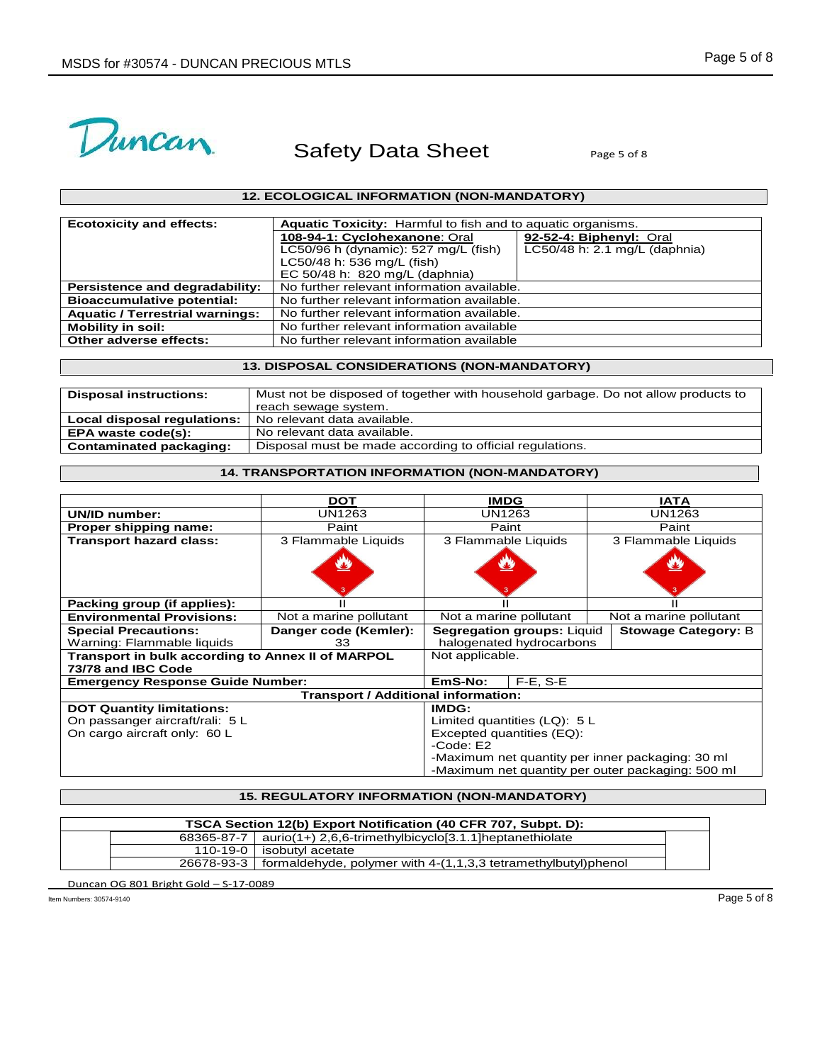# Safety Data Sheet

## 12. ECOLOGICAL INFORMATION (NON-MANDATORY)

| | | |
|---|---|---|
| **Ecotoxicity and effects:** | **Aquatic Toxicity:** Harmful to fish and to aquatic organisms. | |
| | **108-94-1: Cyclohexanone**: Oral<br>LC50/96 h (dynamic): 527 mg/L (fish)<br>LC50/48 h: 536 mg/L (fish)<br>EC 50/48 h: 820 mg/L (daphnia) | **92-52-4: Biphenyl:** Oral<br>LC50/48 h: 2.1 mg/L (daphnia) |
| **Persistence and degradability:** | No further relevant information available. | |
| **Bioaccumulative potential:** | No further relevant information available. | |
| **Aquatic / Terrestrial warnings:** | No further relevant information available. | |
| **Mobility in soil:** | No further relevant information available | |
| **Other adverse effects:** | No further relevant information available | |

## 13. DISPOSAL CONSIDERATIONS (NON-MANDATORY)

| | |
|---|---|
| **Disposal instructions:** | Must not be disposed of together with household garbage. Do not allow products to reach sewage system. |
| **Local disposal regulations:** | No relevant data available. |
| **EPA waste code(s):** | No relevant data available. |
| **Contaminated packaging:** | Disposal must be made according to official regulations. |

## 14. TRANSPORTATION INFORMATION (NON-MANDATORY)

| | **DOT** | **IMDG** | **IATA** |
|---|---|---|---|
| **UN/ID number:** | UN1263 | UN1263 | UN1263 |
| **Proper shipping name:** | Paint | Paint | Paint |
| **Transport hazard class:** | 3 Flammable Liquids | 3 Flammable Liquids | 3 Flammable Liquids |
| **Packing group (if applies):** | II | II | II |
| **Environmental Provisions:** | Not a marine pollutant | Not a marine pollutant | Not a marine pollutant |
| **Special Precautions:** Warning: Flammable liquids | **Danger code (Kemler):** 33 | **Segregation groups:** Liquid halogenated hydrocarbons | **Stowage Category:** B |
| **Transport in bulk according to Annex II of MARPOL 73/78 and IBC Code** | | Not applicable. | |
| **Emergency Response Guide Number:** | | **EmS-No:** F-E, S-E | |
| **Transport / Additional information:** | | | |
| **DOT Quantity limitations:**<br>On passanger aircraft/rali: 5 L<br>On cargo aircraft only: 60 L | | **IMDG:**<br>Limited quantities (LQ): 5 L<br>Excepted quantities (EQ):<br>-Code: E2<br>-Maximum net quantity per inner packaging: 30 ml<br>-Maximum net quantity per outer packaging: 500 ml | |

## 15. REGULATORY INFORMATION (NON-MANDATORY)

| **TSCA Section 12(b) Export Notification (40 CFR 707, Subpt. D):** | |
|---|---|
| 68365-87-7 | aurio(1+) 2,6,6-trimethylbicyclo[3.1.1]heptanethiolate |
| 110-19-0 | isobutyl acetate |
| 26678-93-3 | formaldehyde, polymer with 4-(1,1,3,3 tetramethylbutyl)phenol |

Duncan OG 801 Bright Gold – S-17-0089

Item Numbers: 30574-9140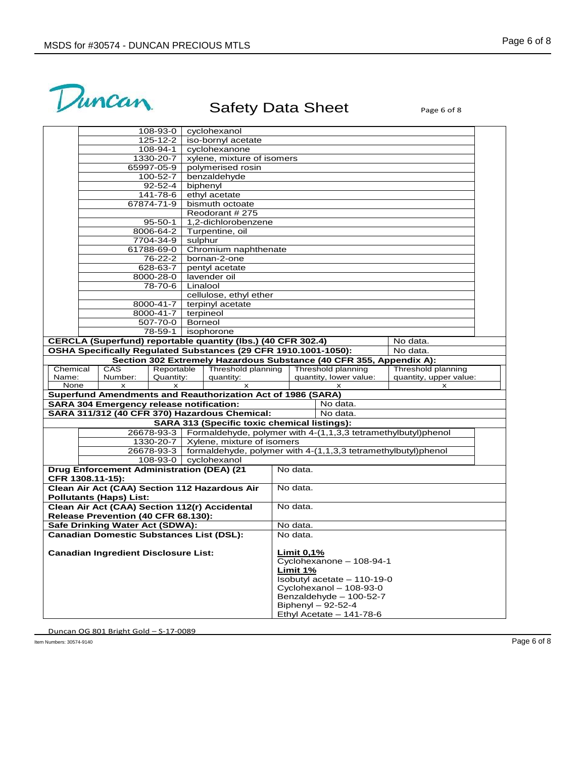# Safety Data Sheet

| CAS | Chemical |
|---|---|
| 108-93-0 | cyclohexanol |
| 125-12-2 | iso-bornyl acetate |
| 108-94-1 | cyclohexanone |
| 1330-20-7 | xylene, mixture of isomers |
| 65997-05-9 | polymerised rosin |
| 100-52-7 | benzaldehyde |
| 92-52-4 | biphenyl |
| 141-78-6 | ethyl acetate |
| 67874-71-9 | bismuth octoate |
| | Reodorant # 275 |
| 95-50-1 | 1,2-dichlorobenzene |
| 8006-64-2 | Turpentine, oil |
| 7704-34-9 | sulphur |
| 61788-69-0 | Chromium naphthenate |
| 76-22-2 | bornan-2-one |
| 628-63-7 | pentyl acetate |
| 8000-28-0 | lavender oil |
| 78-70-6 | Linalool |
| | cellulose, ethyl ether |
| 8000-41-7 | terpinyl acetate |
| 8000-41-7 | terpineol |
| 507-70-0 | Borneol |
| 78-59-1 | isophorone |

| | |
|---|---|
| **CERCLA (Superfund) reportable quantity (lbs.) (40 CFR 302.4)** | No data. |
| **OSHA Specifically Regulated Substances (29 CFR 1910.1001-1050):** | No data. |

**Section 302 Extremely Hazardous Substance (40 CFR 355, Appendix A):**

| Chemical Name: | CAS Number: | Reportable Quantity: | Threshold planning quantity: | Threshold planning quantity, lower value: | Threshold planning quantity, upper value: |
|---|---|---|---|---|---|
| None | x | x | x | x | x |

**Superfund Amendments and Reauthorization Act of 1986 (SARA)**

| | |
|---|---|
| **SARA 304 Emergency release notification:** | No data. |
| **SARA 311/312 (40 CFR 370) Hazardous Chemical:** | No data. |

**SARA 313 (Specific toxic chemical listings):**

| CAS | Chemical |
|---|---|
| 26678-93-3 | Formaldehyde, polymer with 4-(1,1,3,3 tetramethylbutyl)phenol |
| 1330-20-7 | Xylene, mixture of isomers |
| 26678-93-3 | formaldehyde, polymer with 4-(1,1,3,3 tetramethylbutyl)phenol |
| 108-93-0 | cyclohexanol |

| | |
|---|---|
| **Drug Enforcement Administration (DEA) (21 CFR 1308.11-15):** | No data. |
| **Clean Air Act (CAA) Section 112 Hazardous Air Pollutants (Haps) List:** | No data. |
| **Clean Air Act (CAA) Section 112(r) Accidental Release Prevention (40 CFR 68.130):** | No data. |
| **Safe Drinking Water Act (SDWA):** | No data. |
| **Canadian Domestic Substances List (DSL):** | No data. |
| **Canadian Ingredient Disclosure List:** | **Limit 0,1%**<br>Cyclohexanone – 108-94-1<br>**Limit 1%**<br>Isobutyl acetate – 110-19-0<br>Cyclohexanol – 108-93-0<br>Benzaldehyde – 100-52-7<br>Biphenyl – 92-52-4<br>Ethyl Acetate – 141-78-6 |

Duncan OG 801 Bright Gold – S-17-0089

Item Numbers: 30574-9140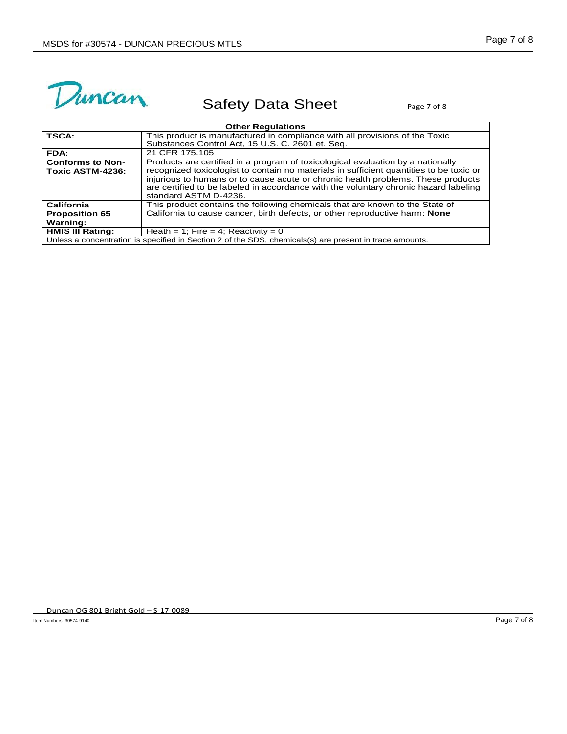## Safety Data Sheet

| Other Regulations | |
|---|---|
| **TSCA:** | This product is manufactured in compliance with all provisions of the Toxic Substances Control Act, 15 U.S. C. 2601 et. Seq. |
| **FDA:** | 21 CFR 175.105 |
| **Conforms to Non-Toxic ASTM-4236:** | Products are certified in a program of toxicological evaluation by a nationally recognized toxicologist to contain no materials in sufficient quantities to be toxic or injurious to humans or to cause acute or chronic health problems. These products are certified to be labeled in accordance with the voluntary chronic hazard labeling standard ASTM D-4236. |
| **California Proposition 65 Warning:** | This product contains the following chemicals that are known to the State of California to cause cancer, birth defects, or other reproductive harm: **None** |
| **HMIS III Rating:** | Heath = 1; Fire = 4; Reactivity = 0 |

Unless a concentration is specified in Section 2 of the SDS, chemicals(s) are present in trace amounts.

Duncan OG 801 Bright Gold – S-17-0089

Item Numbers: 30574-9140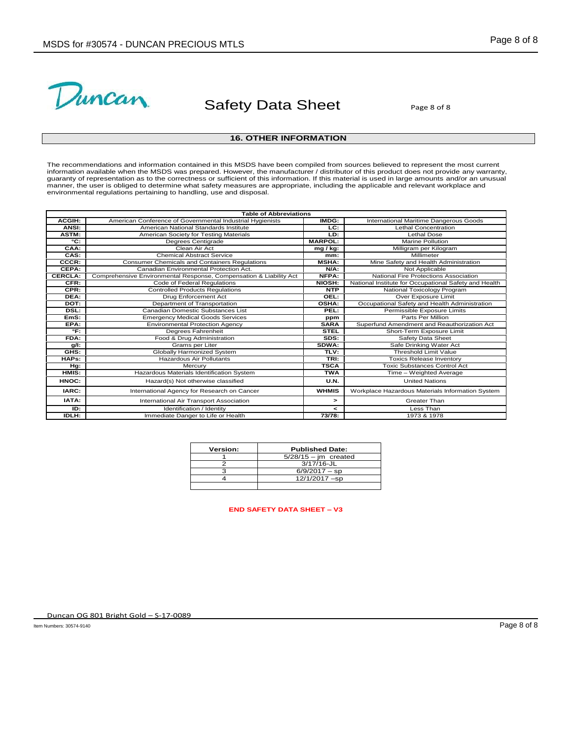Duncan

# Safety Data Sheet

## 16. OTHER INFORMATION

The recommendations and information contained in this MSDS have been compiled from sources believed to represent the most current information available when the MSDS was prepared. However, the manufacturer / distributor of this product does not provide any warranty, guaranty of representation as to the correctness or sufficient of this information. If this material is used in large amounts and/or an unusual manner, the user is obliged to determine what safety measures are appropriate, including the applicable and relevant workplace and environmental regulations pertaining to handling, use and disposal.

| Table of Abbreviations | | | |
|---|---|---|---|
| **ACGIH:** | American Conference of Governmental Industrial Hygienists | **IMDG:** | International Maritime Dangerous Goods |
| **ANSI:** | American National Standards Institute | **LC:** | Lethal Concentration |
| **ASTM:** | American Society for Testing Materials | **LD:** | Lethal Dose |
| **°C:** | Degrees Centigrade | **MARPOL:** | Marine Pollution |
| **CAA:** | Clean Air Act | **mg / kg:** | Milligram per Kilogram |
| **CAS:** | Chemical Abstract Service | **mm:** | Millimeter |
| **CCCR:** | Consumer Chemicals and Containers Regulations | **MSHA:** | Mine Safety and Health Administration |
| **CEPA:** | Canadian Environmental Protection Act. | **N/A:** | Not Applicable |
| **CERCLA:** | Comprehensive Environmental Response, Compensation & Liability Act | **NFPA:** | National Fire Protections Association |
| **CFR:** | Code of Federal Regulations | **NIOSH:** | National Institute for Occupational Safety and Health |
| **CPR:** | Controlled Products Regulations | **NTP** | National Toxicology Program |
| **DEA:** | Drug Enforcement Act | **OEL:** | Over Exposure Limit |
| **DOT:** | Department of Transportation | **OSHA:** | Occupational Safety and Health Administration |
| **DSL:** | Canadian Domestic Substances List | **PEL:** | Permissible Exposure Limits |
| **EmS:** | Emergency Medical Goods Services | **ppm** | Parts Per Million |
| **EPA:** | Environmental Protection Agency | **SARA** | Superfund Amendment and Reauthorization Act |
| **°F:** | Degrees Fahrenheit | **STEL** | Short-Term Exposure Limit |
| **FDA:** | Food & Drug Administration | **SDS:** | Safety Data Sheet |
| **g/l:** | Grams per Liter | **SDWA:** | Safe Drinking Water Act |
| **GHS:** | Globally Harmonized System | **TLV:** | Threshold Limit Value |
| **HAPs:** | Hazardous Air Pollutants | **TRI:** | Toxics Release Inventory |
| **Hg:** | Mercury | **TSCA** | Toxic Substances Control Act |
| **HMIS:** | Hazardous Materials Identification System | **TWA** | Time – Weighted Average |
| **HNOC:** | Hazard(s) Not otherwise classified | **U.N.** | United Nations |
| **IARC:** | International Agency for Research on Cancer | **WHMIS** | Workplace Hazardous Materials Information System |
| **IATA:** | International Air Transport Association | **>** | Greater Than |
| **ID:** | Identification / Identity | **<** | Less Than |
| **IDLH:** | Immediate Danger to Life or Health | **73/78:** | 1973 & 1978 |

| Version: | Published Date: |
|---|---|
| 1 | 5/28/15 – jm created |
| 2 | 3/17/16-JL |
| 3 | 6/9/2017 – sp |
| 4 | 12/1/2017 –sp |
| | |

**END SAFETY DATA SHEET – V3**

Duncan OG 801 Bright Gold – S-17-0089

Item Numbers: 30574-9140